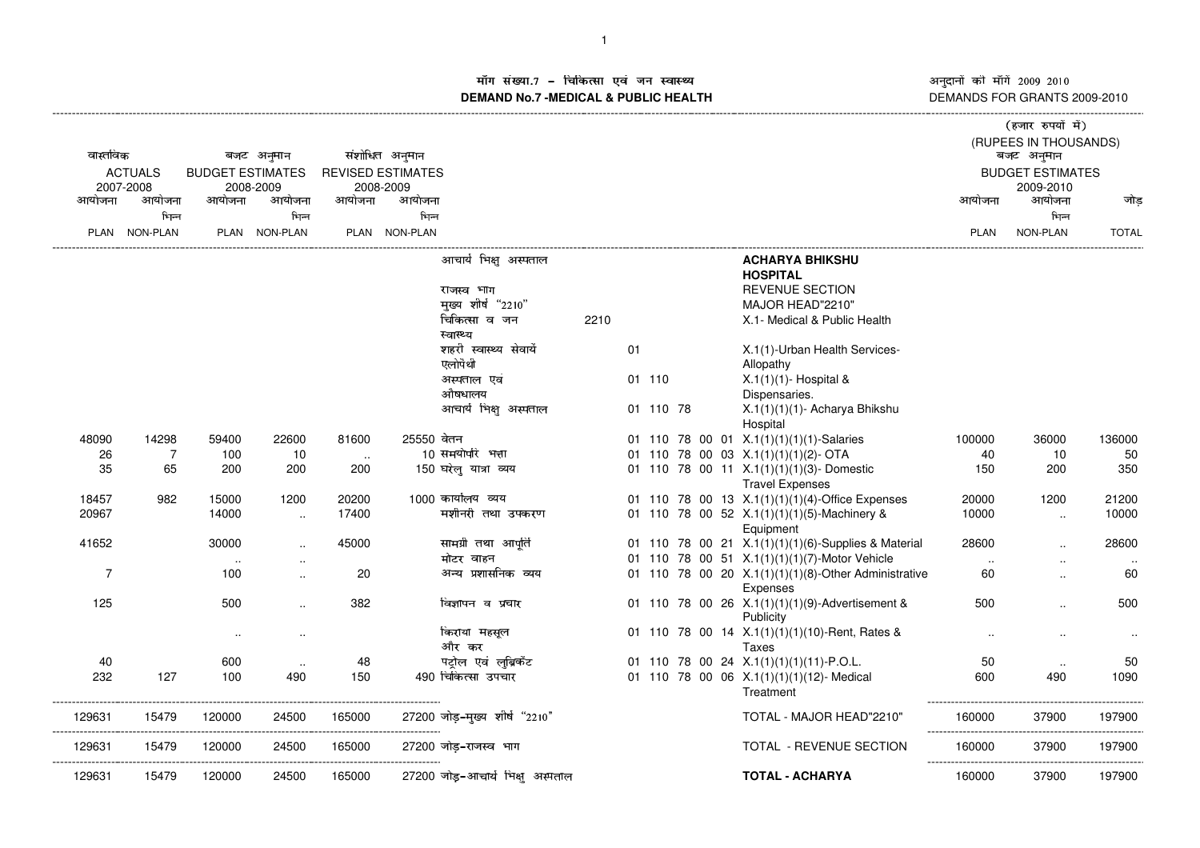# मॉंग संख्या.7 – चिकित्सा एवं जन स्वास्थ्य
# DEMAND No.7 -MEDICAL & PUBLIC HEALTH

अनुदानों की मॉंगें 2009 2010
DEMANDS FOR GRANTS 2009-2010

(हजार रुपयों में)
(RUPEES IN THOUSANDS)

| वास्तविक ACTUALS 2007-2008 | | बजट अनुमान BUDGET ESTIMATES 2008-2009 | | संशोधित अनुमान REVISED ESTIMATES 2008-2009 | | | | | बजट अनुमान BUDGET ESTIMATES 2009-2010 | | |
|---|---|---|---|---|---|---|---|---|---|---|---|
| आयोजना PLAN | आयोजना भिन्न NON-PLAN | आयोजना PLAN | आयोजना भिन्न NON-PLAN | आयोजना PLAN | आयोजना भिन्न NON-PLAN | | | | आयोजना PLAN | आयोजना भिन्न NON-PLAN | जोड़ TOTAL |
| | | | | | | आचार्य भिक्षु अस्पताल | | **ACHARYA BHIKSHU HOSPITAL** | | | |
| | | | | | | राजस्व भाग | | REVENUE SECTION | | | |
| | | | | | | मुख्य शीर्ष "2210" | | MAJOR HEAD"2210" | | | |
| | | | | | | चिकित्सा व जन स्वास्थ्य | 2210 | X.1- Medical & Public Health | | | |
| | | | | | | शहरी स्वास्थ्य सेवायें एलोपेथी | 01 | X.1(1)-Urban Health Services-Allopathy | | | |
| | | | | | | अस्पताल एवं औषधालय | 01 110 | X.1(1)(1)- Hospital & Dispensaries. | | | |
| | | | | | | आचार्य भिक्षु अस्पताल | 01 110 78 | X.1(1)(1)(1)- Acharya Bhikshu Hospital | | | |
| 48090 | 14298 | 59400 | 22600 | 81600 | 25550 | वेतन | 01 110 78 00 01 | X.1(1)(1)(1)(1)-Salaries | 100000 | 36000 | 136000 |
| 26 | 7 | 100 | 10 | .. | 10 | समयोपरि भत्ता | 01 110 78 00 03 | X.1(1)(1)(1)(2)- OTA | 40 | 10 | 50 |
| 35 | 65 | 200 | 200 | 200 | 150 | घरेलु यात्रा व्यय | 01 110 78 00 11 | X.1(1)(1)(1)(3)- Domestic Travel Expenses | 150 | 200 | 350 |
| 18457 | 982 | 15000 | 1200 | 20200 | 1000 | कार्यालय व्यय | 01 110 78 00 13 | X.1(1)(1)(1)(4)-Office Expenses | 20000 | 1200 | 21200 |
| 20967 | | 14000 | .. | 17400 | | मशीनरी तथा उपकरण | 01 110 78 00 52 | X.1(1)(1)(1)(5)-Machinery & Equipment | 10000 | .. | 10000 |
| 41652 | | 30000 | .. | 45000 | | सामग्री तथा आपूर्ति | 01 110 78 00 21 | X.1(1)(1)(1)(6)-Supplies & Material | 28600 | .. | 28600 |
| | | .. | .. | | | मोटर वाहन | 01 110 78 00 51 | X.1(1)(1)(1)(7)-Motor Vehicle | .. | .. | .. |
| 7 | | 100 | .. | 20 | | अन्य प्रशासनिक व्यय | 01 110 78 00 20 | X.1(1)(1)(1)(8)-Other Administrative Expenses | 60 | .. | 60 |
| 125 | | 500 | .. | 382 | | विज्ञापन व प्रचार | 01 110 78 00 26 | X.1(1)(1)(1)(9)-Advertisement & Publicity | 500 | .. | 500 |
| | | .. | .. | | | किराया महसूल और कर | 01 110 78 00 14 | X.1(1)(1)(1)(10)-Rent, Rates & Taxes | .. | .. | .. |
| 40 | | 600 | .. | 48 | | पट्रोल एवं लुब्रिकेंट | 01 110 78 00 24 | X.1(1)(1)(1)(11)-P.O.L. | 50 | .. | 50 |
| 232 | 127 | 100 | 490 | 150 | 490 | चिकित्सा उपचार | 01 110 78 00 06 | X.1(1)(1)(1)(12)- Medical Treatment | 600 | 490 | 1090 |
| 129631 | 15479 | 120000 | 24500 | 165000 | 27200 | जोड़-मुख्य शीर्ष "2210" | | TOTAL - MAJOR HEAD"2210" | 160000 | 37900 | 197900 |
| 129631 | 15479 | 120000 | 24500 | 165000 | 27200 | जोड़-राजस्व भाग | | TOTAL - REVENUE SECTION | 160000 | 37900 | 197900 |
| 129631 | 15479 | 120000 | 24500 | 165000 | 27200 | जोड़-आचार्य भिक्षु अस्पताल | | **TOTAL - ACHARYA** | 160000 | 37900 | 197900 |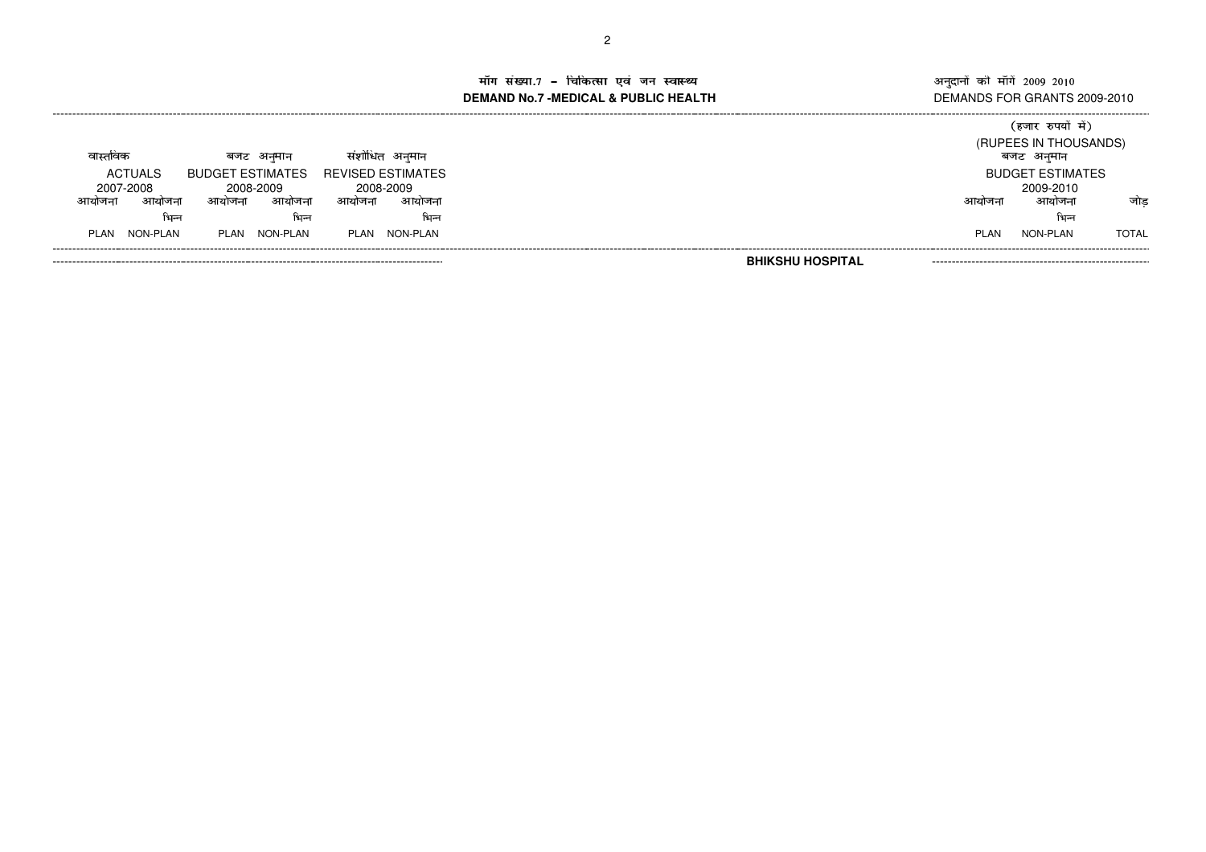मॉग संख्या.7 – चिकित्सा एवं जन स्वास्थ्य
**DEMAND No.7 -MEDICAL & PUBLIC HEALTH**

अनुदानों की मॉगें 2009 2010
DEMANDS FOR GRANTS 2009-2010

(हजार रुपयों में)
(RUPEES IN THOUSANDS)

| वास्तविक ACTUALS 2007-2008 | | बजट अनुमान BUDGET ESTIMATES 2008-2009 | | संशोधित अनुमान REVISED ESTIMATES 2008-2009 | | | बजट अनुमान BUDGET ESTIMATES 2009-2010 | | |
|---|---|---|---|---|---|---|---|---|---|
| आयोजना PLAN | आयोजना भिन्न NON-PLAN | आयोजना PLAN | आयोजना भिन्न NON-PLAN | आयोजना PLAN | आयोजना भिन्न NON-PLAN | | आयोजना PLAN | आयोजना भिन्न NON-PLAN | जोड़ TOTAL |
| | | | | | | **BHIKSHU HOSPITAL** | | | |